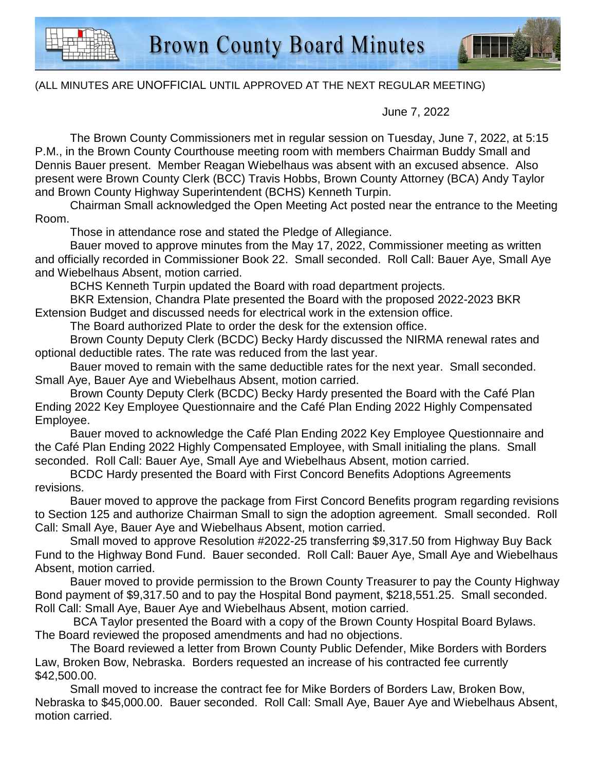# Brown County Board Minutes

(ALL MINUTES ARE UNOFFICIAL UNTIL APPROVED AT THE NEXT REGULAR MEETING)

June 7, 2022

The Brown County Commissioners met in regular session on Tuesday, June 7, 2022, at 5:15 P.M., in the Brown County Courthouse meeting room with members Chairman Buddy Small and Dennis Bauer present. Member Reagan Wiebelhaus was absent with an excused absence. Also present were Brown County Clerk (BCC) Travis Hobbs, Brown County Attorney (BCA) Andy Taylor and Brown County Highway Superintendent (BCHS) Kenneth Turpin.

Chairman Small acknowledged the Open Meeting Act posted near the entrance to the Meeting Room.

Those in attendance rose and stated the Pledge of Allegiance.

Bauer moved to approve minutes from the May 17, 2022, Commissioner meeting as written and officially recorded in Commissioner Book 22. Small seconded. Roll Call: Bauer Aye, Small Aye and Wiebelhaus Absent, motion carried.

BCHS Kenneth Turpin updated the Board with road department projects.

BKR Extension, Chandra Plate presented the Board with the proposed 2022-2023 BKR Extension Budget and discussed needs for electrical work in the extension office.

The Board authorized Plate to order the desk for the extension office.

Brown County Deputy Clerk (BCDC) Becky Hardy discussed the NIRMA renewal rates and optional deductible rates. The rate was reduced from the last year.

Bauer moved to remain with the same deductible rates for the next year. Small seconded. Small Aye, Bauer Aye and Wiebelhaus Absent, motion carried.

Brown County Deputy Clerk (BCDC) Becky Hardy presented the Board with the Café Plan Ending 2022 Key Employee Questionnaire and the Café Plan Ending 2022 Highly Compensated Employee.

Bauer moved to acknowledge the Café Plan Ending 2022 Key Employee Questionnaire and the Café Plan Ending 2022 Highly Compensated Employee, with Small initialing the plans. Small seconded. Roll Call: Bauer Aye, Small Aye and Wiebelhaus Absent, motion carried.

BCDC Hardy presented the Board with First Concord Benefits Adoptions Agreements revisions.

Bauer moved to approve the package from First Concord Benefits program regarding revisions to Section 125 and authorize Chairman Small to sign the adoption agreement. Small seconded. Roll Call: Small Aye, Bauer Aye and Wiebelhaus Absent, motion carried.

Small moved to approve Resolution #2022-25 transferring $9,317.50 from Highway Buy Back Fund to the Highway Bond Fund. Bauer seconded. Roll Call: Bauer Aye, Small Aye and Wiebelhaus Absent, motion carried.

Bauer moved to provide permission to the Brown County Treasurer to pay the County Highway Bond payment of $9,317.50 and to pay the Hospital Bond payment, $218,551.25. Small seconded. Roll Call: Small Aye, Bauer Aye and Wiebelhaus Absent, motion carried.

BCA Taylor presented the Board with a copy of the Brown County Hospital Board Bylaws. The Board reviewed the proposed amendments and had no objections.

The Board reviewed a letter from Brown County Public Defender, Mike Borders with Borders Law, Broken Bow, Nebraska. Borders requested an increase of his contracted fee currently $42,500.00.

Small moved to increase the contract fee for Mike Borders of Borders Law, Broken Bow, Nebraska to $45,000.00. Bauer seconded. Roll Call: Small Aye, Bauer Aye and Wiebelhaus Absent, motion carried.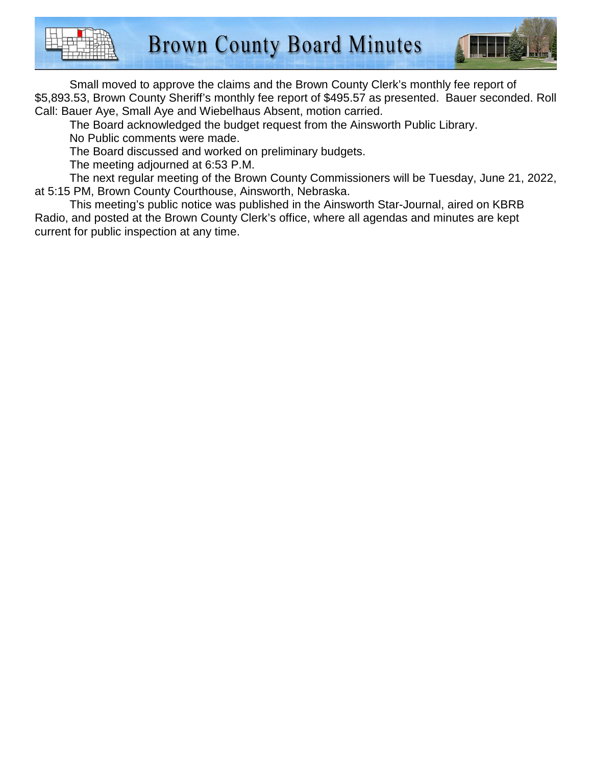Small moved to approve the claims and the Brown County Clerk's monthly fee report of $5,893.53, Brown County Sheriff's monthly fee report of $495.57 as presented. Bauer seconded. Roll Call: Bauer Aye, Small Aye and Wiebelhaus Absent, motion carried.

The Board acknowledged the budget request from the Ainsworth Public Library.

No Public comments were made.

The Board discussed and worked on preliminary budgets.

The meeting adjourned at 6:53 P.M.

The next regular meeting of the Brown County Commissioners will be Tuesday, June 21, 2022, at 5:15 PM, Brown County Courthouse, Ainsworth, Nebraska.

This meeting's public notice was published in the Ainsworth Star-Journal, aired on KBRB Radio, and posted at the Brown County Clerk's office, where all agendas and minutes are kept current for public inspection at any time.